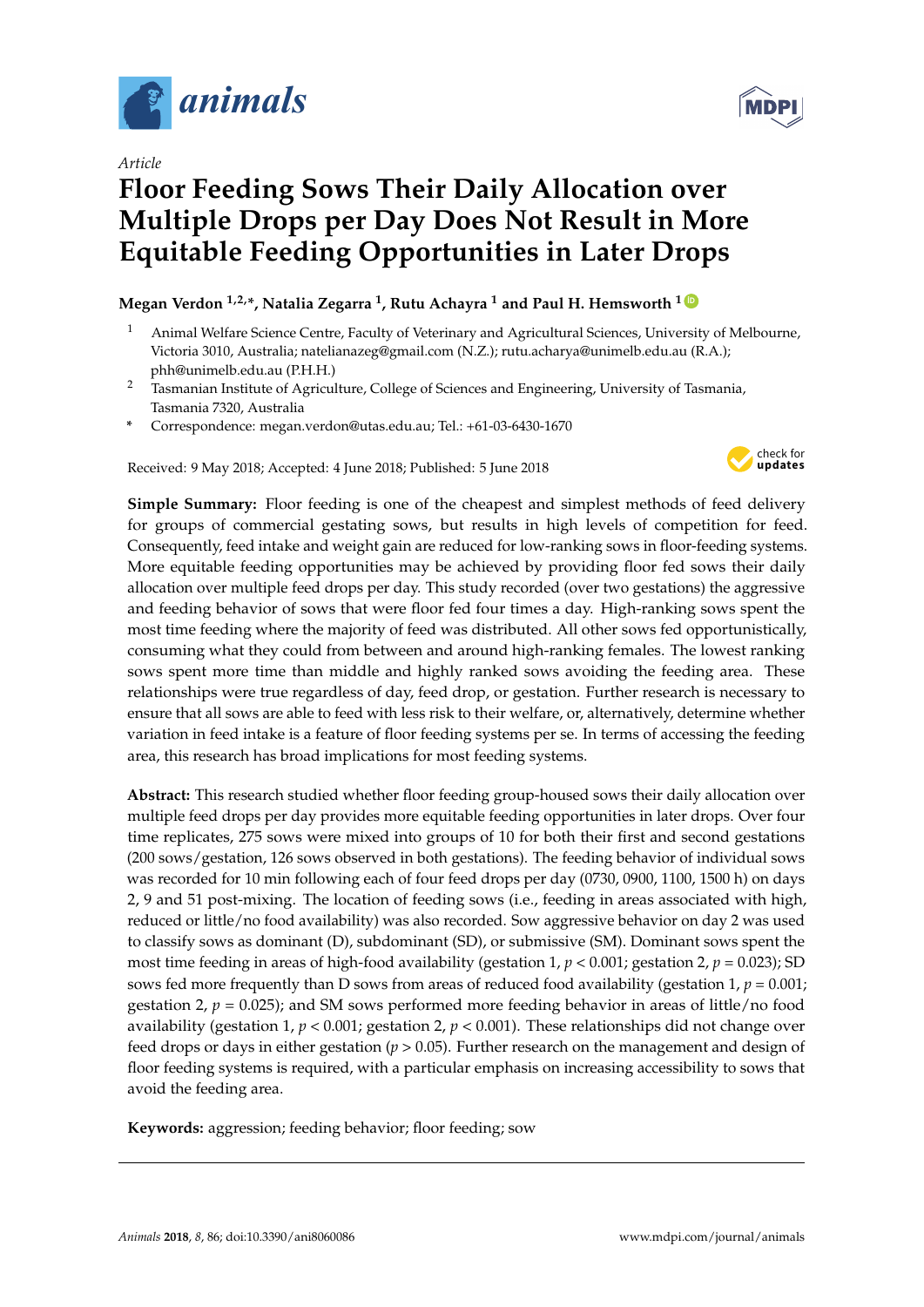*Article*

# Floor Feeding Sows Their Daily Allocation over Multiple Drops per Day Does Not Result in More Equitable Feeding Opportunities in Later Drops

**Megan Verdon [1,2,*], Natalia Zegarra [1], Rutu Achayra [1] and Paul H. Hemsworth [1]**

[1] Animal Welfare Science Centre, Faculty of Veterinary and Agricultural Sciences, University of Melbourne, Victoria 3010, Australia; natelianazeg@gmail.com (N.Z.); rutu.acharya@unimelb.edu.au (R.A.); phh@unimelb.edu.au (P.H.H.)

[2] Tasmanian Institute of Agriculture, College of Sciences and Engineering, University of Tasmania, Tasmania 7320, Australia

[*] Correspondence: megan.verdon@utas.edu.au; Tel.: +61-03-6430-1670

Received: 9 May 2018; Accepted: 4 June 2018; Published: 5 June 2018

**Simple Summary:** Floor feeding is one of the cheapest and simplest methods of feed delivery for groups of commercial gestating sows, but results in high levels of competition for feed. Consequently, feed intake and weight gain are reduced for low-ranking sows in floor-feeding systems. More equitable feeding opportunities may be achieved by providing floor fed sows their daily allocation over multiple feed drops per day. This study recorded (over two gestations) the aggressive and feeding behavior of sows that were floor fed four times a day. High-ranking sows spent the most time feeding where the majority of feed was distributed. All other sows fed opportunistically, consuming what they could from between and around high-ranking females. The lowest ranking sows spent more time than middle and highly ranked sows avoiding the feeding area. These relationships were true regardless of day, feed drop, or gestation. Further research is necessary to ensure that all sows are able to feed with less risk to their welfare, or, alternatively, determine whether variation in feed intake is a feature of floor feeding systems per se. In terms of accessing the feeding area, this research has broad implications for most feeding systems.

**Abstract:** This research studied whether floor feeding group-housed sows their daily allocation over multiple feed drops per day provides more equitable feeding opportunities in later drops. Over four time replicates, 275 sows were mixed into groups of 10 for both their first and second gestations (200 sows/gestation, 126 sows observed in both gestations). The feeding behavior of individual sows was recorded for 10 min following each of four feed drops per day (0730, 0900, 1100, 1500 h) on days 2, 9 and 51 post-mixing. The location of feeding sows (i.e., feeding in areas associated with high, reduced or little/no food availability) was also recorded. Sow aggressive behavior on day 2 was used to classify sows as dominant (D), subdominant (SD), or submissive (SM). Dominant sows spent the most time feeding in areas of high-food availability (gestation 1, $p < 0.001$; gestation 2, $p = 0.023$); SD sows fed more frequently than D sows from areas of reduced food availability (gestation 1, $p = 0.001$; gestation 2, $p = 0.025$); and SM sows performed more feeding behavior in areas of little/no food availability (gestation 1, $p < 0.001$; gestation 2, $p < 0.001$). These relationships did not change over feed drops or days in either gestation ($p > 0.05$). Further research on the management and design of floor feeding systems is required, with a particular emphasis on increasing accessibility to sows that avoid the feeding area.

**Keywords:** aggression; feeding behavior; floor feeding; sow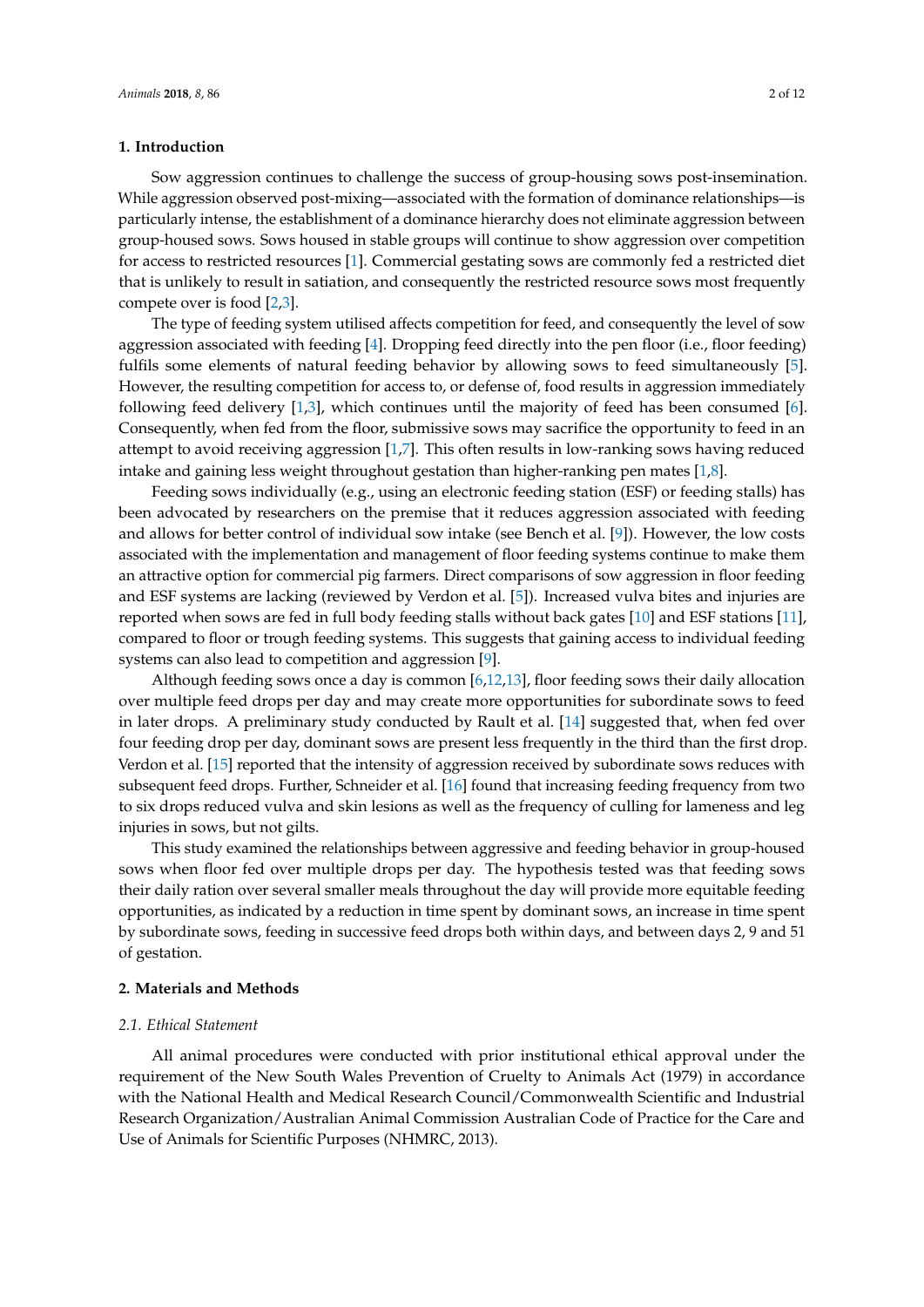## 1. Introduction

Sow aggression continues to challenge the success of group-housing sows post-insemination. While aggression observed post-mixing—associated with the formation of dominance relationships—is particularly intense, the establishment of a dominance hierarchy does not eliminate aggression between group-housed sows. Sows housed in stable groups will continue to show aggression over competition for access to restricted resources [1]. Commercial gestating sows are commonly fed a restricted diet that is unlikely to result in satiation, and consequently the restricted resource sows most frequently compete over is food [2,3].

The type of feeding system utilised affects competition for feed, and consequently the level of sow aggression associated with feeding [4]. Dropping feed directly into the pen floor (i.e., floor feeding) fulfils some elements of natural feeding behavior by allowing sows to feed simultaneously [5]. However, the resulting competition for access to, or defense of, food results in aggression immediately following feed delivery [1,3], which continues until the majority of feed has been consumed [6]. Consequently, when fed from the floor, submissive sows may sacrifice the opportunity to feed in an attempt to avoid receiving aggression [1,7]. This often results in low-ranking sows having reduced intake and gaining less weight throughout gestation than higher-ranking pen mates [1,8].

Feeding sows individually (e.g., using an electronic feeding station (ESF) or feeding stalls) has been advocated by researchers on the premise that it reduces aggression associated with feeding and allows for better control of individual sow intake (see Bench et al. [9]). However, the low costs associated with the implementation and management of floor feeding systems continue to make them an attractive option for commercial pig farmers. Direct comparisons of sow aggression in floor feeding and ESF systems are lacking (reviewed by Verdon et al. [5]). Increased vulva bites and injuries are reported when sows are fed in full body feeding stalls without back gates [10] and ESF stations [11], compared to floor or trough feeding systems. This suggests that gaining access to individual feeding systems can also lead to competition and aggression [9].

Although feeding sows once a day is common [6,12,13], floor feeding sows their daily allocation over multiple feed drops per day and may create more opportunities for subordinate sows to feed in later drops. A preliminary study conducted by Rault et al. [14] suggested that, when fed over four feeding drop per day, dominant sows are present less frequently in the third than the first drop. Verdon et al. [15] reported that the intensity of aggression received by subordinate sows reduces with subsequent feed drops. Further, Schneider et al. [16] found that increasing feeding frequency from two to six drops reduced vulva and skin lesions as well as the frequency of culling for lameness and leg injuries in sows, but not gilts.

This study examined the relationships between aggressive and feeding behavior in group-housed sows when floor fed over multiple drops per day. The hypothesis tested was that feeding sows their daily ration over several smaller meals throughout the day will provide more equitable feeding opportunities, as indicated by a reduction in time spent by dominant sows, an increase in time spent by subordinate sows, feeding in successive feed drops both within days, and between days 2, 9 and 51 of gestation.

## 2. Materials and Methods

### 2.1. Ethical Statement

All animal procedures were conducted with prior institutional ethical approval under the requirement of the New South Wales Prevention of Cruelty to Animals Act (1979) in accordance with the National Health and Medical Research Council/Commonwealth Scientific and Industrial Research Organization/Australian Animal Commission Australian Code of Practice for the Care and Use of Animals for Scientific Purposes (NHMRC, 2013).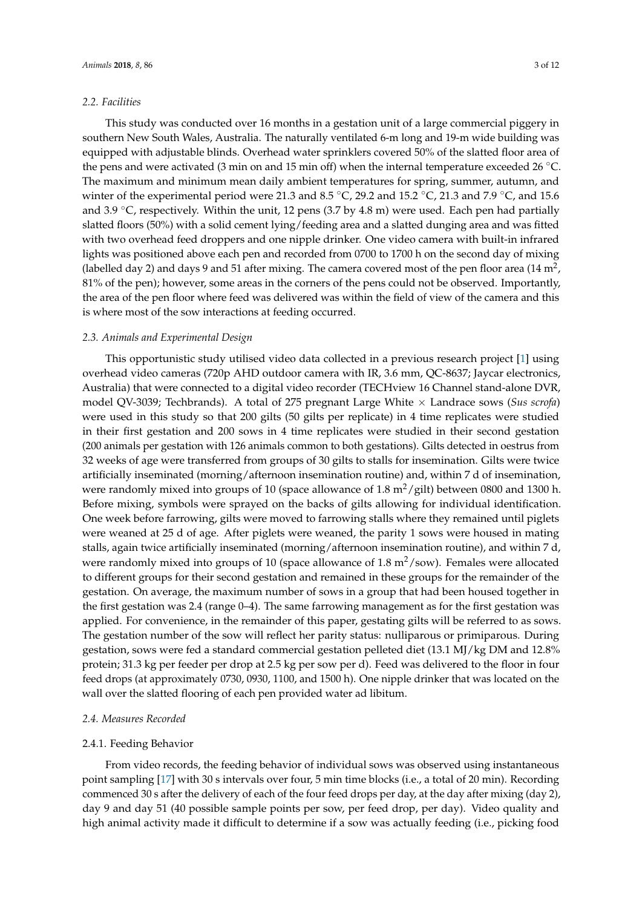### 2.2. Facilities

This study was conducted over 16 months in a gestation unit of a large commercial piggery in southern New South Wales, Australia. The naturally ventilated 6-m long and 19-m wide building was equipped with adjustable blinds. Overhead water sprinklers covered 50% of the slatted floor area of the pens and were activated (3 min on and 15 min off) when the internal temperature exceeded 26 °C. The maximum and minimum mean daily ambient temperatures for spring, summer, autumn, and winter of the experimental period were 21.3 and 8.5 °C, 29.2 and 15.2 °C, 21.3 and 7.9 °C, and 15.6 and 3.9 °C, respectively. Within the unit, 12 pens (3.7 by 4.8 m) were used. Each pen had partially slatted floors (50%) with a solid cement lying/feeding area and a slatted dunging area and was fitted with two overhead feed droppers and one nipple drinker. One video camera with built-in infrared lights was positioned above each pen and recorded from 0700 to 1700 h on the second day of mixing (labelled day 2) and days 9 and 51 after mixing. The camera covered most of the pen floor area (14 $m^2$, 81% of the pen); however, some areas in the corners of the pens could not be observed. Importantly, the area of the pen floor where feed was delivered was within the field of view of the camera and this is where most of the sow interactions at feeding occurred.

### 2.3. Animals and Experimental Design

This opportunistic study utilised video data collected in a previous research project [1] using overhead video cameras (720p AHD outdoor camera with IR, 3.6 mm, QC-8637; Jaycar electronics, Australia) that were connected to a digital video recorder (TECHview 16 Channel stand-alone DVR, model QV-3039; Techbrands). A total of 275 pregnant Large White × Landrace sows (*Sus scrofa*) were used in this study so that 200 gilts (50 gilts per replicate) in 4 time replicates were studied in their first gestation and 200 sows in 4 time replicates were studied in their second gestation (200 animals per gestation with 126 animals common to both gestations). Gilts detected in oestrus from 32 weeks of age were transferred from groups of 30 gilts to stalls for insemination. Gilts were twice artificially inseminated (morning/afternoon insemination routine) and, within 7 d of insemination, were randomly mixed into groups of 10 (space allowance of 1.8 $m^2$/gilt) between 0800 and 1300 h. Before mixing, symbols were sprayed on the backs of gilts allowing for individual identification. One week before farrowing, gilts were moved to farrowing stalls where they remained until piglets were weaned at 25 d of age. After piglets were weaned, the parity 1 sows were housed in mating stalls, again twice artificially inseminated (morning/afternoon insemination routine), and within 7 d, were randomly mixed into groups of 10 (space allowance of 1.8 $m^2$/sow). Females were allocated to different groups for their second gestation and remained in these groups for the remainder of the gestation. On average, the maximum number of sows in a group that had been housed together in the first gestation was 2.4 (range 0–4). The same farrowing management as for the first gestation was applied. For convenience, in the remainder of this paper, gestating gilts will be referred to as sows. The gestation number of the sow will reflect her parity status: nulliparous or primiparous. During gestation, sows were fed a standard commercial gestation pelleted diet (13.1 MJ/kg DM and 12.8% protein; 31.3 kg per feeder per drop at 2.5 kg per sow per d). Feed was delivered to the floor in four feed drops (at approximately 0730, 0930, 1100, and 1500 h). One nipple drinker that was located on the wall over the slatted flooring of each pen provided water ad libitum.

### 2.4. Measures Recorded

#### 2.4.1. Feeding Behavior

From video records, the feeding behavior of individual sows was observed using instantaneous point sampling [17] with 30 s intervals over four, 5 min time blocks (i.e., a total of 20 min). Recording commenced 30 s after the delivery of each of the four feed drops per day, at the day after mixing (day 2), day 9 and day 51 (40 possible sample points per sow, per feed drop, per day). Video quality and high animal activity made it difficult to determine if a sow was actually feeding (i.e., picking food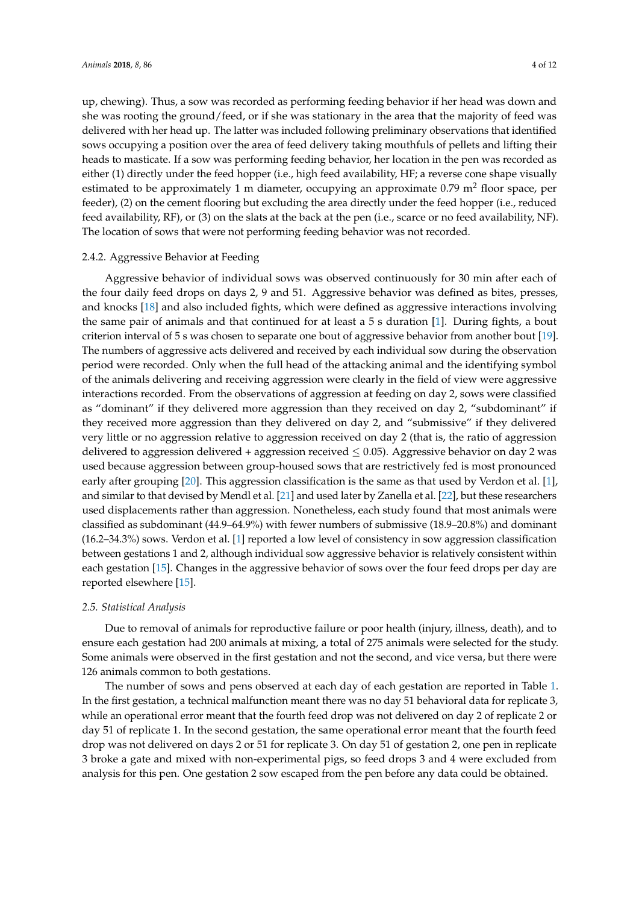up, chewing). Thus, a sow was recorded as performing feeding behavior if her head was down and she was rooting the ground/feed, or if she was stationary in the area that the majority of feed was delivered with her head up. The latter was included following preliminary observations that identified sows occupying a position over the area of feed delivery taking mouthfuls of pellets and lifting their heads to masticate. If a sow was performing feeding behavior, her location in the pen was recorded as either (1) directly under the feed hopper (i.e., high feed availability, HF; a reverse cone shape visually estimated to be approximately 1 m diameter, occupying an approximate 0.79 $m^2$ floor space, per feeder), (2) on the cement flooring but excluding the area directly under the feed hopper (i.e., reduced feed availability, RF), or (3) on the slats at the back at the pen (i.e., scarce or no feed availability, NF). The location of sows that were not performing feeding behavior was not recorded.

#### 2.4.2. Aggressive Behavior at Feeding

Aggressive behavior of individual sows was observed continuously for 30 min after each of the four daily feed drops on days 2, 9 and 51. Aggressive behavior was defined as bites, presses, and knocks [18] and also included fights, which were defined as aggressive interactions involving the same pair of animals and that continued for at least a 5 s duration [1]. During fights, a bout criterion interval of 5 s was chosen to separate one bout of aggressive behavior from another bout [19]. The numbers of aggressive acts delivered and received by each individual sow during the observation period were recorded. Only when the full head of the attacking animal and the identifying symbol of the animals delivering and receiving aggression were clearly in the field of view were aggressive interactions recorded. From the observations of aggression at feeding on day 2, sows were classified as "dominant" if they delivered more aggression than they received on day 2, "subdominant" if they received more aggression than they delivered on day 2, and "submissive" if they delivered very little or no aggression relative to aggression received on day 2 (that is, the ratio of aggression delivered to aggression delivered + aggression received $\leq$ 0.05). Aggressive behavior on day 2 was used because aggression between group-housed sows that are restrictively fed is most pronounced early after grouping [20]. This aggression classification is the same as that used by Verdon et al. [1], and similar to that devised by Mendl et al. [21] and used later by Zanella et al. [22], but these researchers used displacements rather than aggression. Nonetheless, each study found that most animals were classified as subdominant (44.9–64.9%) with fewer numbers of submissive (18.9–20.8%) and dominant (16.2–34.3%) sows. Verdon et al. [1] reported a low level of consistency in sow aggression classification between gestations 1 and 2, although individual sow aggressive behavior is relatively consistent within each gestation [15]. Changes in the aggressive behavior of sows over the four feed drops per day are reported elsewhere [15].

### *2.5. Statistical Analysis*

Due to removal of animals for reproductive failure or poor health (injury, illness, death), and to ensure each gestation had 200 animals at mixing, a total of 275 animals were selected for the study. Some animals were observed in the first gestation and not the second, and vice versa, but there were 126 animals common to both gestations.

The number of sows and pens observed at each day of each gestation are reported in Table 1. In the first gestation, a technical malfunction meant there was no day 51 behavioral data for replicate 3, while an operational error meant that the fourth feed drop was not delivered on day 2 of replicate 2 or day 51 of replicate 1. In the second gestation, the same operational error meant that the fourth feed drop was not delivered on days 2 or 51 for replicate 3. On day 51 of gestation 2, one pen in replicate 3 broke a gate and mixed with non-experimental pigs, so feed drops 3 and 4 were excluded from analysis for this pen. One gestation 2 sow escaped from the pen before any data could be obtained.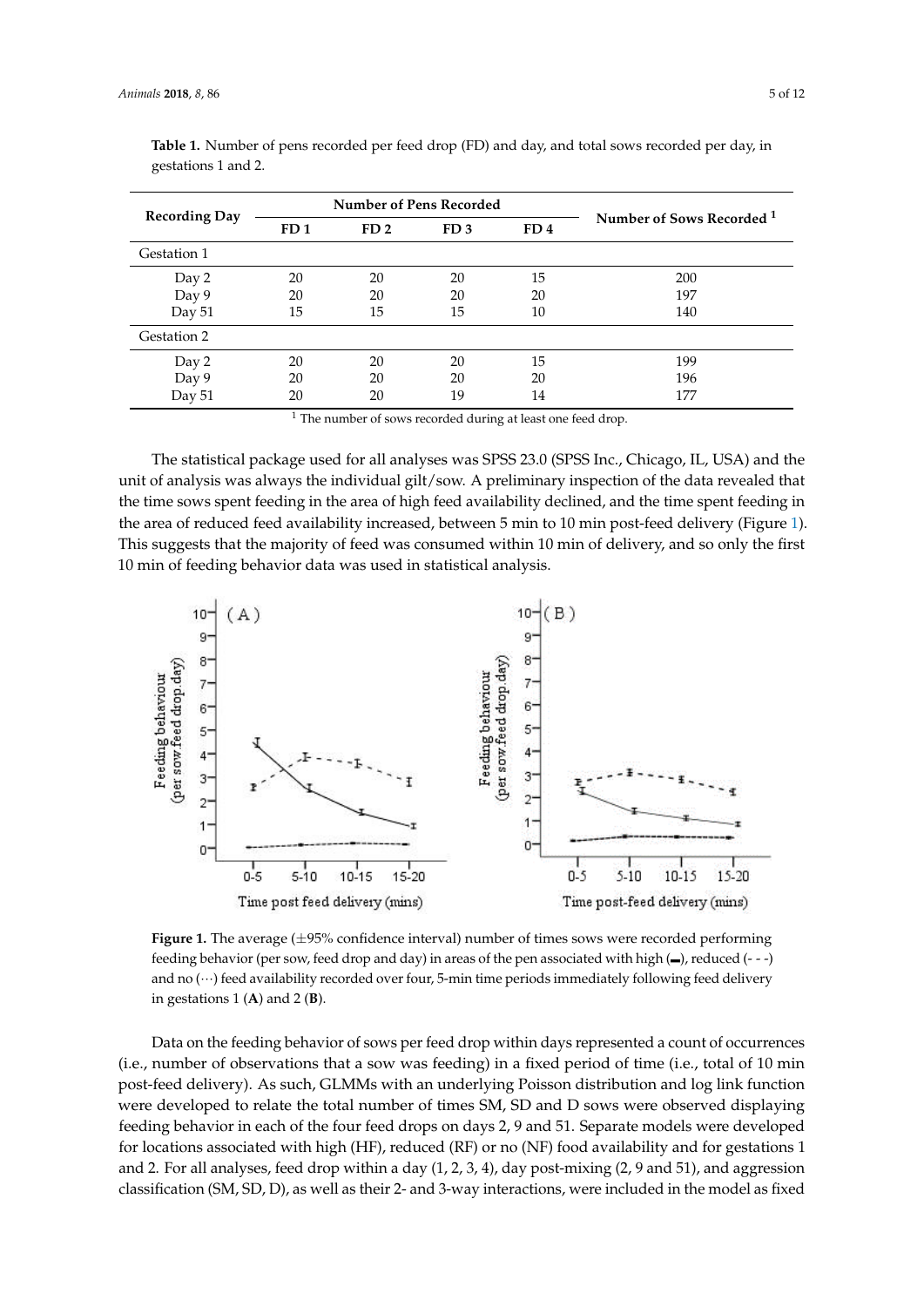**Table 1.** Number of pens recorded per feed drop (FD) and day, and total sows recorded per day, in gestations 1 and 2.

| Recording Day | Number of Pens Recorded | | | | Number of Sows Recorded [1] |
|---|---|---|---|---|---|
| | FD 1 | FD 2 | FD 3 | FD 4 | |
| Gestation 1 | | | | | |
| Day 2 | 20 | 20 | 20 | 15 | 200 |
| Day 9 | 20 | 20 | 20 | 20 | 197 |
| Day 51 | 15 | 15 | 15 | 10 | 140 |
| Gestation 2 | | | | | |
| Day 2 | 20 | 20 | 20 | 15 | 199 |
| Day 9 | 20 | 20 | 20 | 20 | 196 |
| Day 51 | 20 | 20 | 19 | 14 | 177 |

[1] The number of sows recorded during at least one feed drop.

The statistical package used for all analyses was SPSS 23.0 (SPSS Inc., Chicago, IL, USA) and the unit of analysis was always the individual gilt/sow. A preliminary inspection of the data revealed that the time sows spent feeding in the area of high feed availability declined, and the time spent feeding in the area of reduced feed availability increased, between 5 min to 10 min post-feed delivery (Figure 1). This suggests that the majority of feed was consumed within 10 min of delivery, and so only the first 10 min of feeding behavior data was used in statistical analysis.

**Figure 1.** The average (±95% confidence interval) number of times sows were recorded performing feeding behavior (per sow, feed drop and day) in areas of the pen associated with high (▬), reduced (- - -) and no (···) feed availability recorded over four, 5-min time periods immediately following feed delivery in gestations 1 (**A**) and 2 (**B**).

Data on the feeding behavior of sows per feed drop within days represented a count of occurrences (i.e., number of observations that a sow was feeding) in a fixed period of time (i.e., total of 10 min post-feed delivery). As such, GLMMs with an underlying Poisson distribution and log link function were developed to relate the total number of times SM, SD and D sows were observed displaying feeding behavior in each of the four feed drops on days 2, 9 and 51. Separate models were developed for locations associated with high (HF), reduced (RF) or no (NF) food availability and for gestations 1 and 2. For all analyses, feed drop within a day (1, 2, 3, 4), day post-mixing (2, 9 and 51), and aggression classification (SM, SD, D), as well as their 2- and 3-way interactions, were included in the model as fixed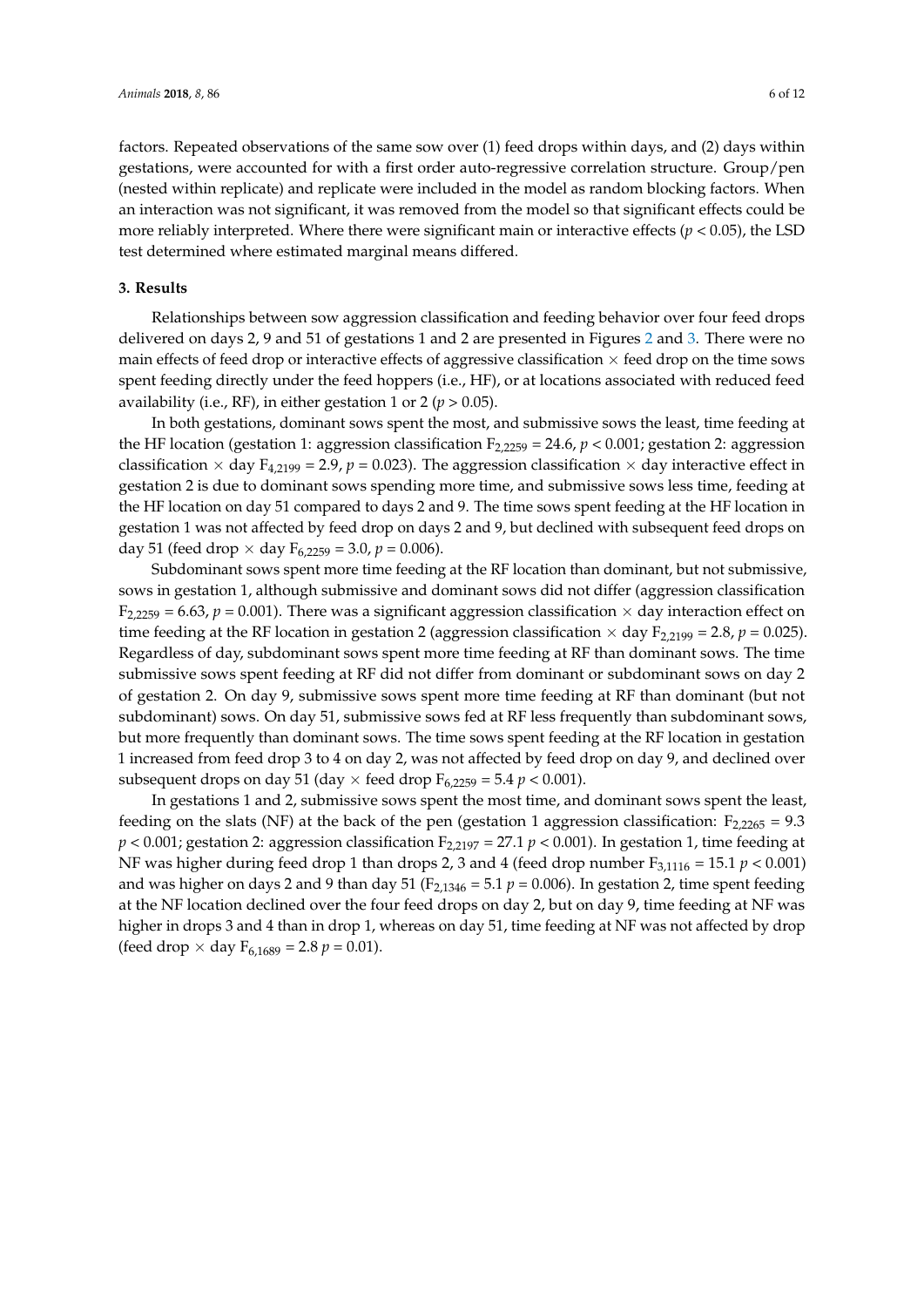factors. Repeated observations of the same sow over (1) feed drops within days, and (2) days within gestations, were accounted for with a first order auto-regressive correlation structure. Group/pen (nested within replicate) and replicate were included in the model as random blocking factors. When an interaction was not significant, it was removed from the model so that significant effects could be more reliably interpreted. Where there were significant main or interactive effects ($p < 0.05$), the LSD test determined where estimated marginal means differed.

## 3. Results

Relationships between sow aggression classification and feeding behavior over four feed drops delivered on days 2, 9 and 51 of gestations 1 and 2 are presented in Figures 2 and 3. There were no main effects of feed drop or interactive effects of aggressive classification × feed drop on the time sows spent feeding directly under the feed hoppers (i.e., HF), or at locations associated with reduced feed availability (i.e., RF), in either gestation 1 or 2 ($p > 0.05$).

In both gestations, dominant sows spent the most, and submissive sows the least, time feeding at the HF location (gestation 1: aggression classification $F_{2,2259} = 24.6$, $p < 0.001$; gestation 2: aggression classification × day $F_{4,2199} = 2.9$, $p = 0.023$). The aggression classification × day interactive effect in gestation 2 is due to dominant sows spending more time, and submissive sows less time, feeding at the HF location on day 51 compared to days 2 and 9. The time sows spent feeding at the HF location in gestation 1 was not affected by feed drop on days 2 and 9, but declined with subsequent feed drops on day 51 (feed drop × day $F_{6,2259} = 3.0$, $p = 0.006$).

Subdominant sows spent more time feeding at the RF location than dominant, but not submissive, sows in gestation 1, although submissive and dominant sows did not differ (aggression classification $F_{2,2259} = 6.63$, $p = 0.001$). There was a significant aggression classification × day interaction effect on time feeding at the RF location in gestation 2 (aggression classification × day $F_{2,2199} = 2.8$, $p = 0.025$). Regardless of day, subdominant sows spent more time feeding at RF than dominant sows. The time submissive sows spent feeding at RF did not differ from dominant or subdominant sows on day 2 of gestation 2. On day 9, submissive sows spent more time feeding at RF than dominant (but not subdominant) sows. On day 51, submissive sows fed at RF less frequently than subdominant sows, but more frequently than dominant sows. The time sows spent feeding at the RF location in gestation 1 increased from feed drop 3 to 4 on day 2, was not affected by feed drop on day 9, and declined over subsequent drops on day 51 (day × feed drop $F_{6,2259} = 5.4$ $p < 0.001$).

In gestations 1 and 2, submissive sows spent the most time, and dominant sows spent the least, feeding on the slats (NF) at the back of the pen (gestation 1 aggression classification: $F_{2,2265} = 9.3$ $p < 0.001$; gestation 2: aggression classification $F_{2,2197} = 27.1$ $p < 0.001$). In gestation 1, time feeding at NF was higher during feed drop 1 than drops 2, 3 and 4 (feed drop number $F_{3,1116} = 15.1$ $p < 0.001$) and was higher on days 2 and 9 than day 51 ($F_{2,1346} = 5.1$ $p = 0.006$). In gestation 2, time spent feeding at the NF location declined over the four feed drops on day 2, but on day 9, time feeding at NF was higher in drops 3 and 4 than in drop 1, whereas on day 51, time feeding at NF was not affected by drop (feed drop × day $F_{6,1689} = 2.8$ $p = 0.01$).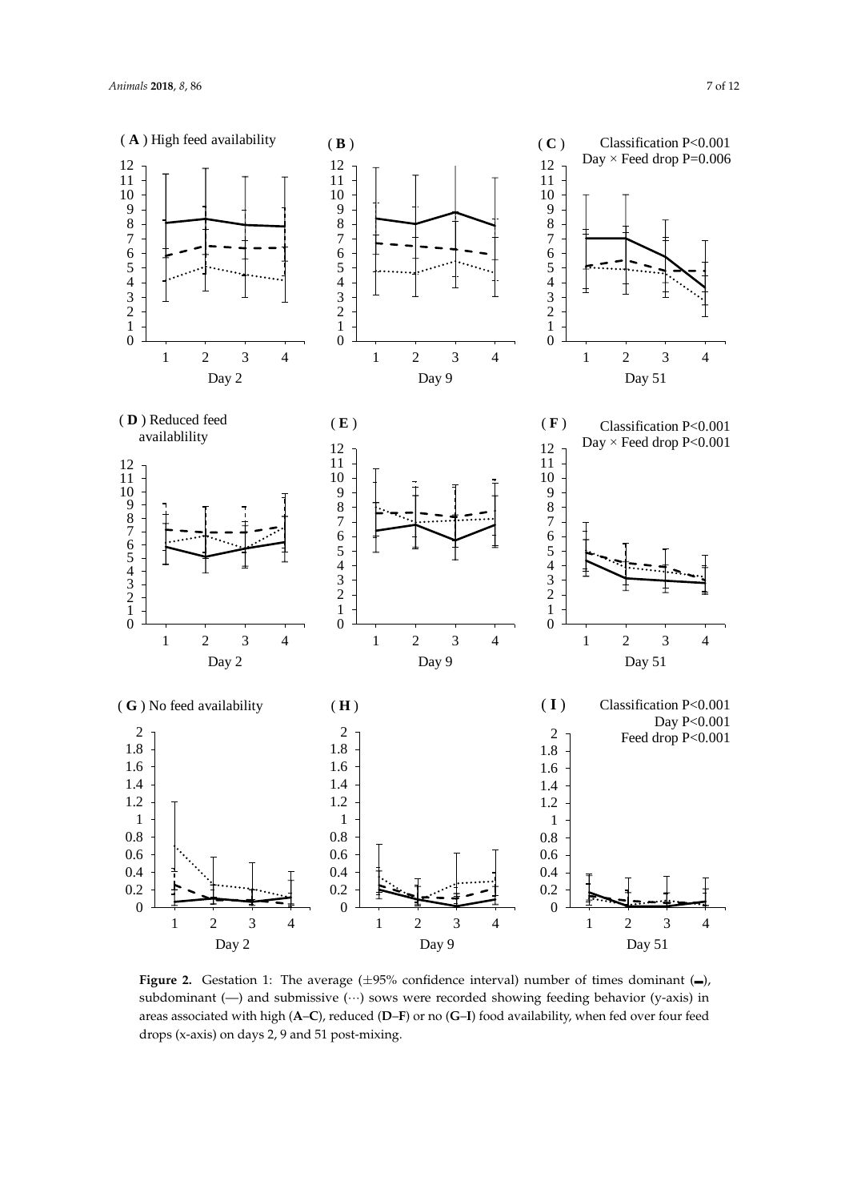**Figure 2.** Gestation 1: The average (±95% confidence interval) number of times dominant (▬), subdominant (—) and submissive (···) sows were recorded showing feeding behavior (y-axis) in areas associated with high (**A**–**C**), reduced (**D**–**F**) or no (**G**–**I**) food availability, when fed over four feed drops (x-axis) on days 2, 9 and 51 post-mixing.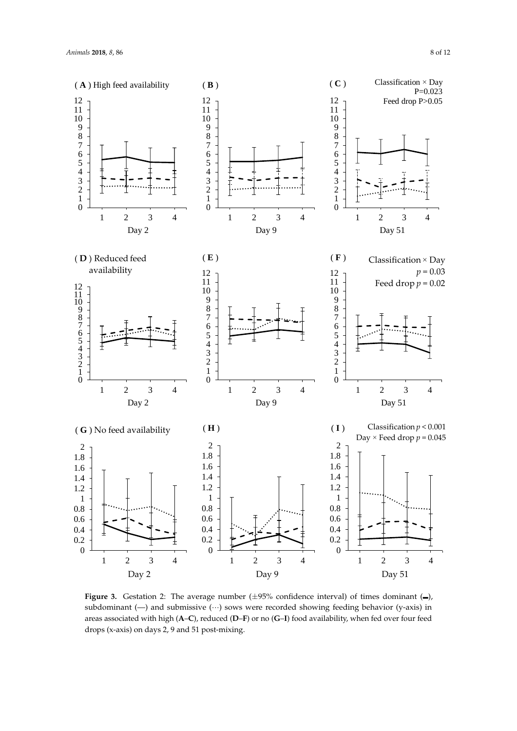**Figure 3.** Gestation 2: The average number (±95% confidence interval) of times dominant (▬), subdominant (—) and submissive (···) sows were recorded showing feeding behavior (y-axis) in areas associated with high (**A**–**C**), reduced (**D**–**F**) or no (**G**–**I**) food availability, when fed over four feed drops (x-axis) on days 2, 9 and 51 post-mixing.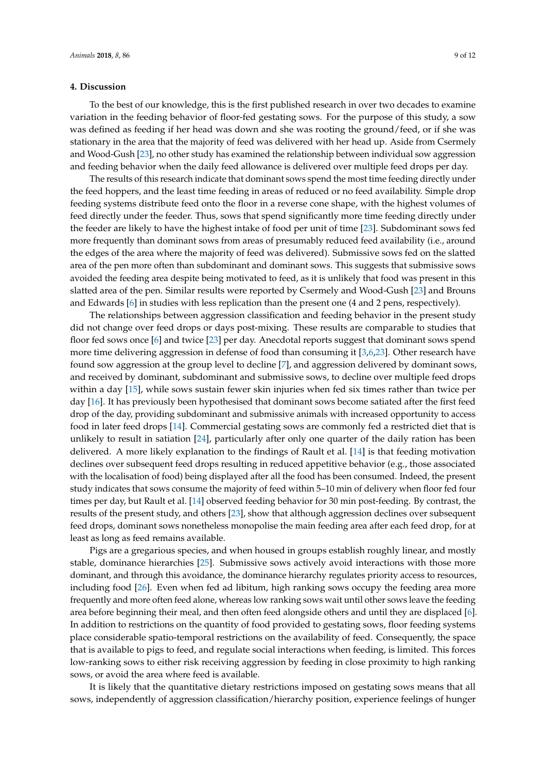## 4. Discussion

To the best of our knowledge, this is the first published research in over two decades to examine variation in the feeding behavior of floor-fed gestating sows. For the purpose of this study, a sow was defined as feeding if her head was down and she was rooting the ground/feed, or if she was stationary in the area that the majority of feed was delivered with her head up. Aside from Csermely and Wood-Gush [23], no other study has examined the relationship between individual sow aggression and feeding behavior when the daily feed allowance is delivered over multiple feed drops per day.

The results of this research indicate that dominant sows spend the most time feeding directly under the feed hoppers, and the least time feeding in areas of reduced or no feed availability. Simple drop feeding systems distribute feed onto the floor in a reverse cone shape, with the highest volumes of feed directly under the feeder. Thus, sows that spend significantly more time feeding directly under the feeder are likely to have the highest intake of food per unit of time [23]. Subdominant sows fed more frequently than dominant sows from areas of presumably reduced feed availability (i.e., around the edges of the area where the majority of feed was delivered). Submissive sows fed on the slatted area of the pen more often than subdominant and dominant sows. This suggests that submissive sows avoided the feeding area despite being motivated to feed, as it is unlikely that food was present in this slatted area of the pen. Similar results were reported by Csermely and Wood-Gush [23] and Brouns and Edwards [6] in studies with less replication than the present one (4 and 2 pens, respectively).

The relationships between aggression classification and feeding behavior in the present study did not change over feed drops or days post-mixing. These results are comparable to studies that floor fed sows once [6] and twice [23] per day. Anecdotal reports suggest that dominant sows spend more time delivering aggression in defense of food than consuming it [3,6,23]. Other research have found sow aggression at the group level to decline [7], and aggression delivered by dominant sows, and received by dominant, subdominant and submissive sows, to decline over multiple feed drops within a day [15], while sows sustain fewer skin injuries when fed six times rather than twice per day [16]. It has previously been hypothesised that dominant sows become satiated after the first feed drop of the day, providing subdominant and submissive animals with increased opportunity to access food in later feed drops [14]. Commercial gestating sows are commonly fed a restricted diet that is unlikely to result in satiation [24], particularly after only one quarter of the daily ration has been delivered. A more likely explanation to the findings of Rault et al. [14] is that feeding motivation declines over subsequent feed drops resulting in reduced appetitive behavior (e.g., those associated with the localisation of food) being displayed after all the food has been consumed. Indeed, the present study indicates that sows consume the majority of feed within 5–10 min of delivery when floor fed four times per day, but Rault et al. [14] observed feeding behavior for 30 min post-feeding. By contrast, the results of the present study, and others [23], show that although aggression declines over subsequent feed drops, dominant sows nonetheless monopolise the main feeding area after each feed drop, for at least as long as feed remains available.

Pigs are a gregarious species, and when housed in groups establish roughly linear, and mostly stable, dominance hierarchies [25]. Submissive sows actively avoid interactions with those more dominant, and through this avoidance, the dominance hierarchy regulates priority access to resources, including food [26]. Even when fed ad libitum, high ranking sows occupy the feeding area more frequently and more often feed alone, whereas low ranking sows wait until other sows leave the feeding area before beginning their meal, and then often feed alongside others and until they are displaced [6]. In addition to restrictions on the quantity of food provided to gestating sows, floor feeding systems place considerable spatio-temporal restrictions on the availability of feed. Consequently, the space that is available to pigs to feed, and regulate social interactions when feeding, is limited. This forces low-ranking sows to either risk receiving aggression by feeding in close proximity to high ranking sows, or avoid the area where feed is available.

It is likely that the quantitative dietary restrictions imposed on gestating sows means that all sows, independently of aggression classification/hierarchy position, experience feelings of hunger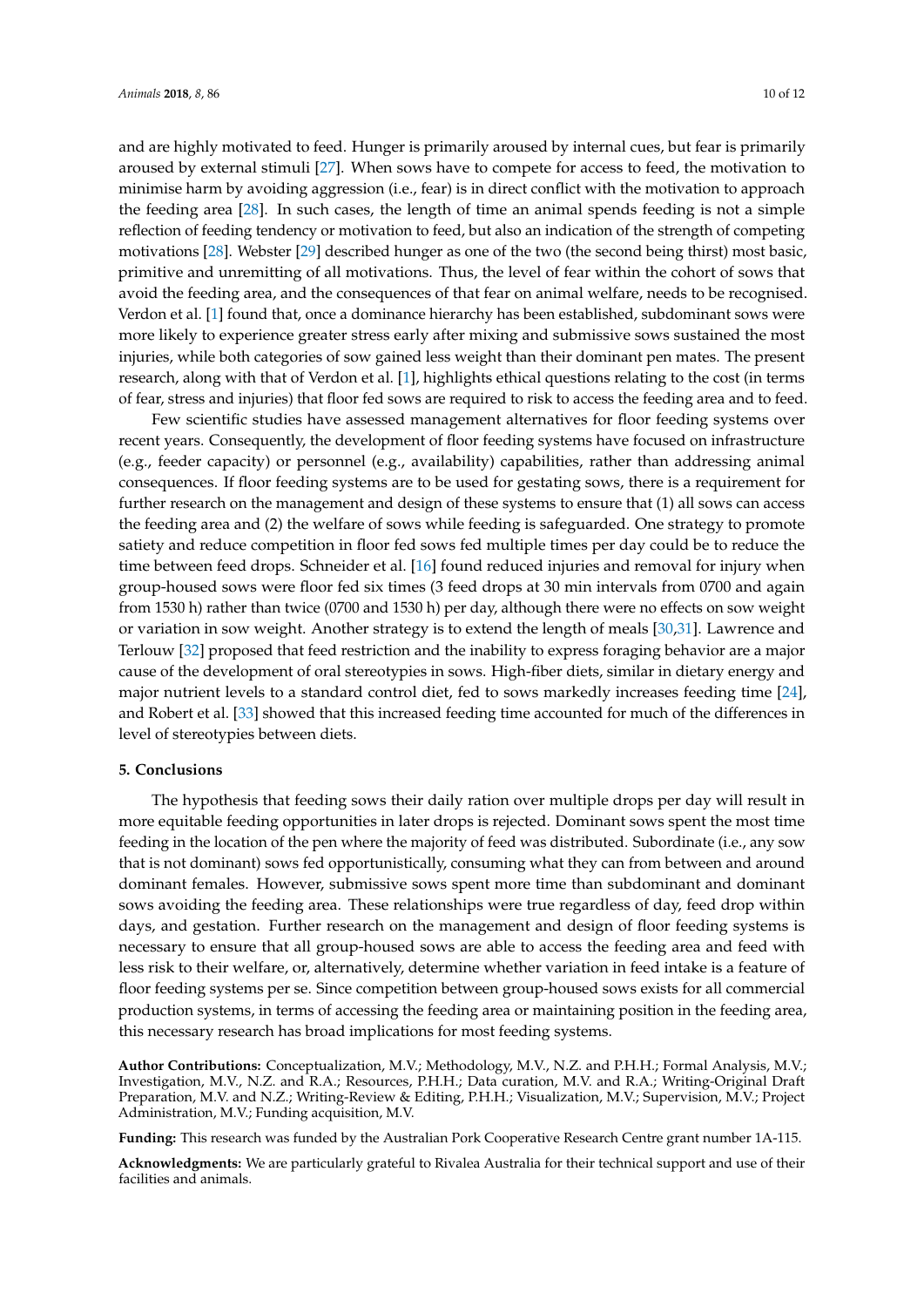and are highly motivated to feed. Hunger is primarily aroused by internal cues, but fear is primarily aroused by external stimuli [27]. When sows have to compete for access to feed, the motivation to minimise harm by avoiding aggression (i.e., fear) is in direct conflict with the motivation to approach the feeding area [28]. In such cases, the length of time an animal spends feeding is not a simple reflection of feeding tendency or motivation to feed, but also an indication of the strength of competing motivations [28]. Webster [29] described hunger as one of the two (the second being thirst) most basic, primitive and unremitting of all motivations. Thus, the level of fear within the cohort of sows that avoid the feeding area, and the consequences of that fear on animal welfare, needs to be recognised. Verdon et al. [1] found that, once a dominance hierarchy has been established, subdominant sows were more likely to experience greater stress early after mixing and submissive sows sustained the most injuries, while both categories of sow gained less weight than their dominant pen mates. The present research, along with that of Verdon et al. [1], highlights ethical questions relating to the cost (in terms of fear, stress and injuries) that floor fed sows are required to risk to access the feeding area and to feed.

Few scientific studies have assessed management alternatives for floor feeding systems over recent years. Consequently, the development of floor feeding systems have focused on infrastructure (e.g., feeder capacity) or personnel (e.g., availability) capabilities, rather than addressing animal consequences. If floor feeding systems are to be used for gestating sows, there is a requirement for further research on the management and design of these systems to ensure that (1) all sows can access the feeding area and (2) the welfare of sows while feeding is safeguarded. One strategy to promote satiety and reduce competition in floor fed sows fed multiple times per day could be to reduce the time between feed drops. Schneider et al. [16] found reduced injuries and removal for injury when group-housed sows were floor fed six times (3 feed drops at 30 min intervals from 0700 and again from 1530 h) rather than twice (0700 and 1530 h) per day, although there were no effects on sow weight or variation in sow weight. Another strategy is to extend the length of meals [30,31]. Lawrence and Terlouw [32] proposed that feed restriction and the inability to express foraging behavior are a major cause of the development of oral stereotypies in sows. High-fiber diets, similar in dietary energy and major nutrient levels to a standard control diet, fed to sows markedly increases feeding time [24], and Robert et al. [33] showed that this increased feeding time accounted for much of the differences in level of stereotypies between diets.

## 5. Conclusions

The hypothesis that feeding sows their daily ration over multiple drops per day will result in more equitable feeding opportunities in later drops is rejected. Dominant sows spent the most time feeding in the location of the pen where the majority of feed was distributed. Subordinate (i.e., any sow that is not dominant) sows fed opportunistically, consuming what they can from between and around dominant females. However, submissive sows spent more time than subdominant and dominant sows avoiding the feeding area. These relationships were true regardless of day, feed drop within days, and gestation. Further research on the management and design of floor feeding systems is necessary to ensure that all group-housed sows are able to access the feeding area and feed with less risk to their welfare, or, alternatively, determine whether variation in feed intake is a feature of floor feeding systems per se. Since competition between group-housed sows exists for all commercial production systems, in terms of accessing the feeding area or maintaining position in the feeding area, this necessary research has broad implications for most feeding systems.

**Author Contributions:** Conceptualization, M.V.; Methodology, M.V., N.Z. and P.H.H.; Formal Analysis, M.V.; Investigation, M.V., N.Z. and R.A.; Resources, P.H.H.; Data curation, M.V. and R.A.; Writing-Original Draft Preparation, M.V. and N.Z.; Writing-Review & Editing, P.H.H.; Visualization, M.V.; Supervision, M.V.; Project Administration, M.V.; Funding acquisition, M.V.

**Funding:** This research was funded by the Australian Pork Cooperative Research Centre grant number 1A-115.

**Acknowledgments:** We are particularly grateful to Rivalea Australia for their technical support and use of their facilities and animals.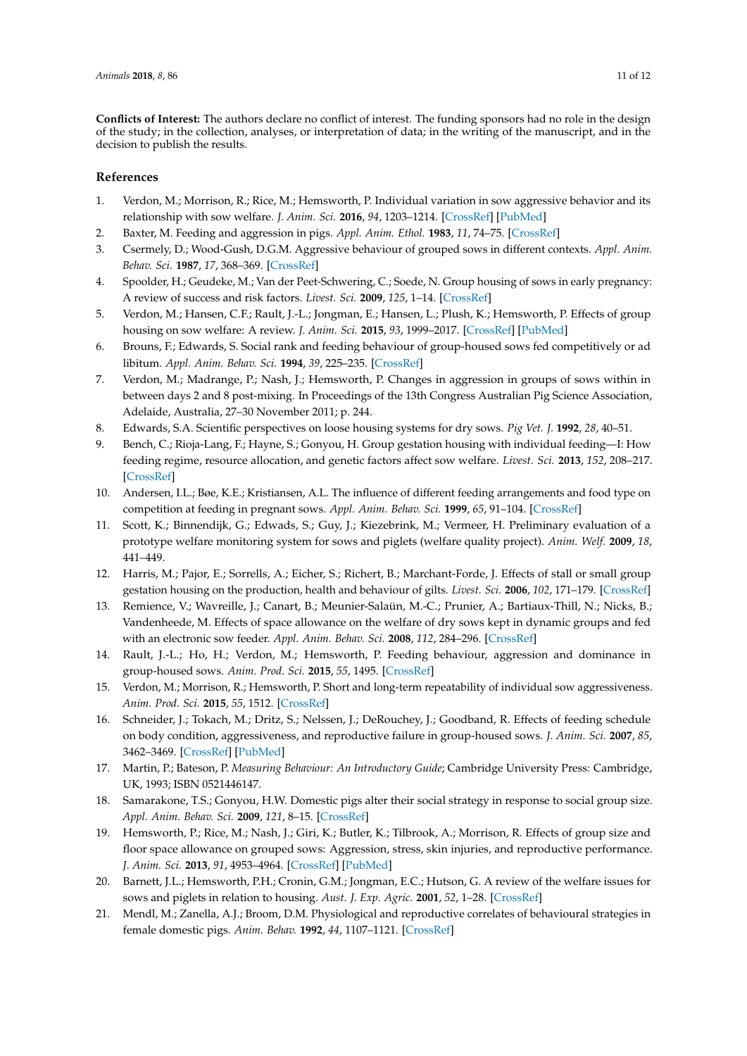**Conflicts of Interest:** The authors declare no conflict of interest. The funding sponsors had no role in the design of the study; in the collection, analyses, or interpretation of data; in the writing of the manuscript, and in the decision to publish the results.

## References

1. Verdon, M.; Morrison, R.; Rice, M.; Hemsworth, P. Individual variation in sow aggressive behavior and its relationship with sow welfare. *J. Anim. Sci.* **2016**, *94*, 1203–1214. [CrossRef] [PubMed]
2. Baxter, M. Feeding and aggression in pigs. *Appl. Anim. Ethol.* **1983**, *11*, 74–75. [CrossRef]
3. Csermely, D.; Wood-Gush, D.G.M. Aggressive behaviour of grouped sows in different contexts. *Appl. Anim. Behav. Sci.* **1987**, *17*, 368–369. [CrossRef]
4. Spoolder, H.; Geudeke, M.; Van der Peet-Schwering, C.; Soede, N. Group housing of sows in early pregnancy: A review of success and risk factors. *Livest. Sci.* **2009**, *125*, 1–14. [CrossRef]
5. Verdon, M.; Hansen, C.F.; Rault, J.-L.; Jongman, E.; Hansen, L.; Plush, K.; Hemsworth, P. Effects of group housing on sow welfare: A review. *J. Anim. Sci.* **2015**, *93*, 1999–2017. [CrossRef] [PubMed]
6. Brouns, F.; Edwards, S. Social rank and feeding behaviour of group-housed sows fed competitively or ad libitum. *Appl. Anim. Behav. Sci.* **1994**, *39*, 225–235. [CrossRef]
7. Verdon, M.; Madrange, P.; Nash, J.; Hemsworth, P. Changes in aggression in groups of sows within in between days 2 and 8 post-mixing. In Proceedings of the 13th Congress Australian Pig Science Association, Adelaide, Australia, 27–30 November 2011; p. 244.
8. Edwards, S.A. Scientific perspectives on loose housing systems for dry sows. *Pig Vet. J.* **1992**, *28*, 40–51.
9. Bench, C.; Rioja-Lang, F.; Hayne, S.; Gonyou, H. Group gestation housing with individual feeding—I: How feeding regime, resource allocation, and genetic factors affect sow welfare. *Livest. Sci.* **2013**, *152*, 208–217. [CrossRef]
10. Andersen, I.L.; Bøe, K.E.; Kristiansen, A.L. The influence of different feeding arrangements and food type on competition at feeding in pregnant sows. *Appl. Anim. Behav. Sci.* **1999**, *65*, 91–104. [CrossRef]
11. Scott, K.; Binnendijk, G.; Edwads, S.; Guy, J.; Kiezebrink, M.; Vermeer, H. Preliminary evaluation of a prototype welfare monitoring system for sows and piglets (welfare quality project). *Anim. Welf.* **2009**, *18*, 441–449.
12. Harris, M.; Pajor, E.; Sorrells, A.; Eicher, S.; Richert, B.; Marchant-Forde, J. Effects of stall or small group gestation housing on the production, health and behaviour of gilts. *Livest. Sci.* **2006**, *102*, 171–179. [CrossRef]
13. Remience, V.; Wavreille, J.; Canart, B.; Meunier-Salaün, M.-C.; Prunier, A.; Bartiaux-Thill, N.; Nicks, B.; Vandenheede, M. Effects of space allowance on the welfare of dry sows kept in dynamic groups and fed with an electronic sow feeder. *Appl. Anim. Behav. Sci.* **2008**, *112*, 284–296. [CrossRef]
14. Rault, J.-L.; Ho, H.; Verdon, M.; Hemsworth, P. Feeding behaviour, aggression and dominance in group-housed sows. *Anim. Prod. Sci.* **2015**, *55*, 1495. [CrossRef]
15. Verdon, M.; Morrison, R.; Hemsworth, P. Short and long-term repeatability of individual sow aggressiveness. *Anim. Prod. Sci.* **2015**, *55*, 1512. [CrossRef]
16. Schneider, J.; Tokach, M.; Dritz, S.; Nelssen, J.; DeRouchey, J.; Goodband, R. Effects of feeding schedule on body condition, aggressiveness, and reproductive failure in group-housed sows. *J. Anim. Sci.* **2007**, *85*, 3462–3469. [CrossRef] [PubMed]
17. Martin, P.; Bateson, P. *Measuring Behaviour: An Introductory Guide*; Cambridge University Press: Cambridge, UK, 1993; ISBN 0521446147.
18. Samarakone, T.S.; Gonyou, H.W. Domestic pigs alter their social strategy in response to social group size. *Appl. Anim. Behav. Sci.* **2009**, *121*, 8–15. [CrossRef]
19. Hemsworth, P.; Rice, M.; Nash, J.; Giri, K.; Butler, K.; Tilbrook, A.; Morrison, R. Effects of group size and floor space allowance on grouped sows: Aggression, stress, skin injuries, and reproductive performance. *J. Anim. Sci.* **2013**, *91*, 4953–4964. [CrossRef] [PubMed]
20. Barnett, J.L.; Hemsworth, P.H.; Cronin, G.M.; Jongman, E.C.; Hutson, G. A review of the welfare issues for sows and piglets in relation to housing. *Aust. J. Exp. Agric.* **2001**, *52*, 1–28. [CrossRef]
21. Mendl, M.; Zanella, A.J.; Broom, D.M. Physiological and reproductive correlates of behavioural strategies in female domestic pigs. *Anim. Behav.* **1992**, *44*, 1107–1121. [CrossRef]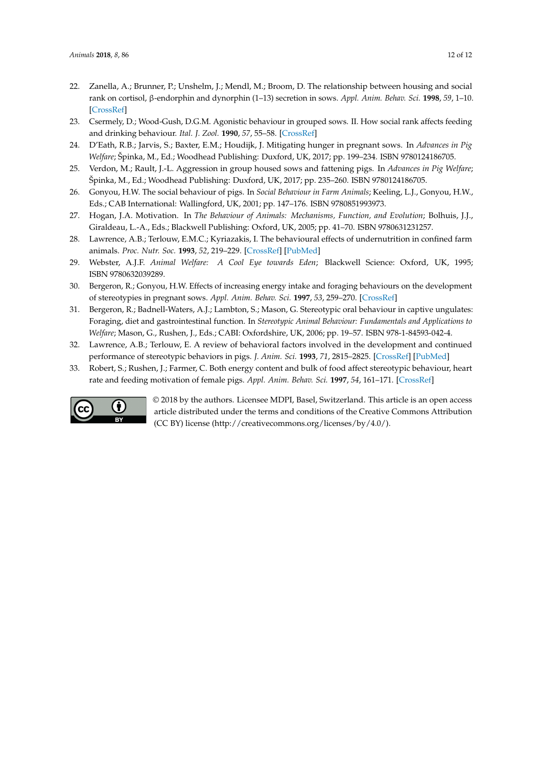22. Zanella, A.; Brunner, P.; Unshelm, J.; Mendl, M.; Broom, D. The relationship between housing and social rank on cortisol, β-endorphin and dynorphin (1–13) secretion in sows. *Appl. Anim. Behav. Sci.* **1998**, *59*, 1–10. [CrossRef]
23. Csermely, D.; Wood-Gush, D.G.M. Agonistic behaviour in grouped sows. II. How social rank affects feeding and drinking behaviour. *Ital. J. Zool.* **1990**, *57*, 55–58. [CrossRef]
24. D'Eath, R.B.; Jarvis, S.; Baxter, E.M.; Houdijk, J. Mitigating hunger in pregnant sows. In *Advances in Pig Welfare*; Špinka, M., Ed.; Woodhead Publishing: Duxford, UK, 2017; pp. 199–234. ISBN 9780124186705.
25. Verdon, M.; Rault, J.-L. Aggression in group housed sows and fattening pigs. In *Advances in Pig Welfare*; Špinka, M., Ed.; Woodhead Publishing: Duxford, UK, 2017; pp. 235–260. ISBN 9780124186705.
26. Gonyou, H.W. The social behaviour of pigs. In *Social Behaviour in Farm Animals*; Keeling, L.J., Gonyou, H.W., Eds.; CAB International: Wallingford, UK, 2001; pp. 147–176. ISBN 9780851993973.
27. Hogan, J.A. Motivation. In *The Behaviour of Animals: Mechanisms, Function, and Evolution*; Bolhuis, J.J., Giraldeau, L.-A., Eds.; Blackwell Publishing: Oxford, UK, 2005; pp. 41–70. ISBN 9780631231257.
28. Lawrence, A.B.; Terlouw, E.M.C.; Kyriazakis, I. The behavioural effects of undernutrition in confined farm animals. *Proc. Nutr. Soc.* **1993**, *52*, 219–229. [CrossRef] [PubMed]
29. Webster, A.J.F. *Animal Welfare: A Cool Eye towards Eden*; Blackwell Science: Oxford, UK, 1995; ISBN 9780632039289.
30. Bergeron, R.; Gonyou, H.W. Effects of increasing energy intake and foraging behaviours on the development of stereotypies in pregnant sows. *Appl. Anim. Behav. Sci.* **1997**, *53*, 259–270. [CrossRef]
31. Bergeron, R.; Badnell-Waters, A.J.; Lambton, S.; Mason, G. Stereotypic oral behaviour in captive ungulates: Foraging, diet and gastrointestinal function. In *Stereotypic Animal Behaviour: Fundamentals and Applications to Welfare*; Mason, G., Rushen, J., Eds.; CABI: Oxfordshire, UK, 2006; pp. 19–57. ISBN 978-1-84593-042-4.
32. Lawrence, A.B.; Terlouw, E. A review of behavioral factors involved in the development and continued performance of stereotypic behaviors in pigs. *J. Anim. Sci.* **1993**, *71*, 2815–2825. [CrossRef] [PubMed]
33. Robert, S.; Rushen, J.; Farmer, C. Both energy content and bulk of food affect stereotypic behaviour, heart rate and feeding motivation of female pigs. *Appl. Anim. Behav. Sci.* **1997**, *54*, 161–171. [CrossRef]

© 2018 by the authors. Licensee MDPI, Basel, Switzerland. This article is an open access article distributed under the terms and conditions of the Creative Commons Attribution (CC BY) license (http://creativecommons.org/licenses/by/4.0/).